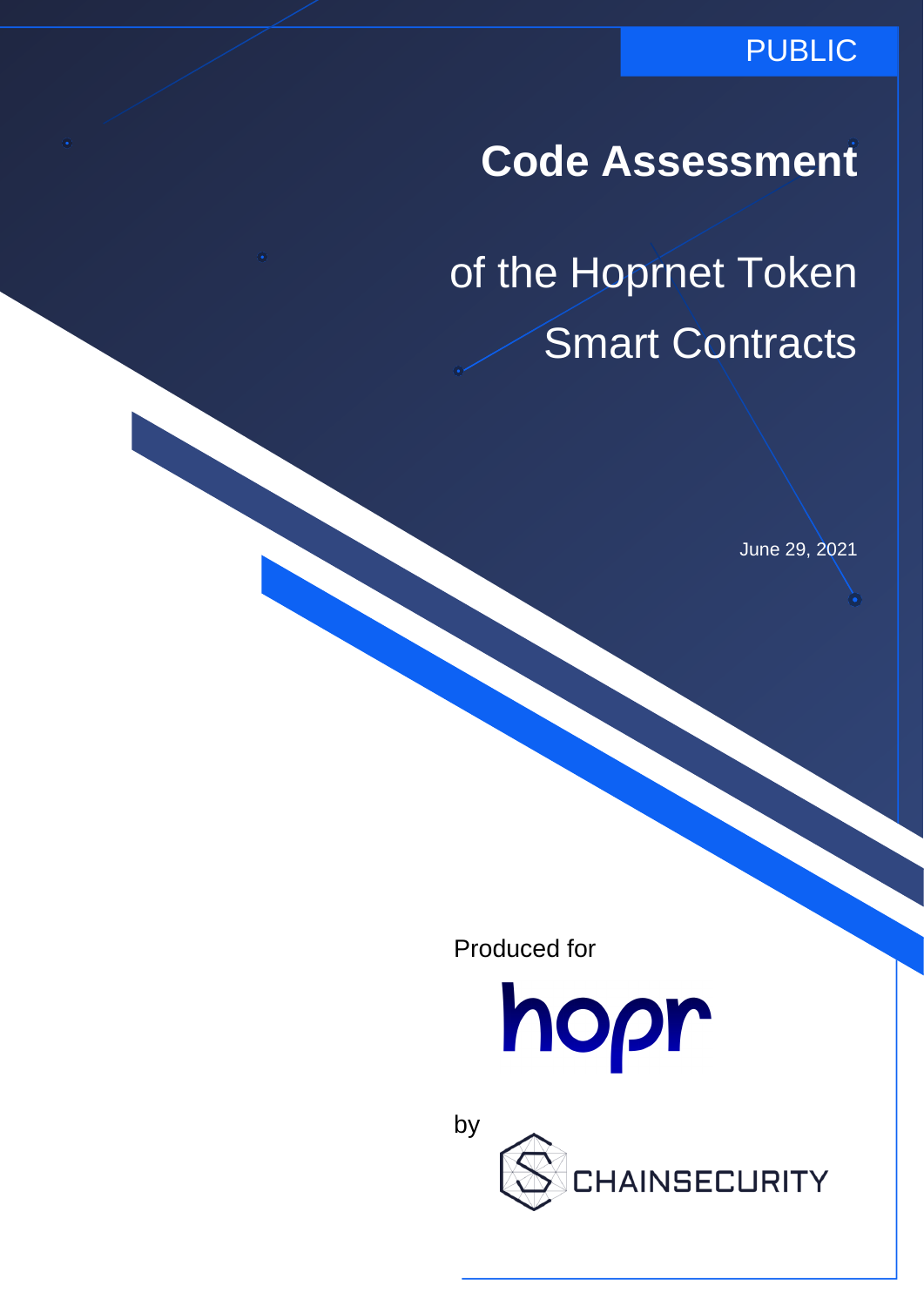PUBLIC

# Code Assessment

# of the Hoprnet Token Smart Contracts

June 29, 2021

Produced for

hopr

by

CHAINSECURITY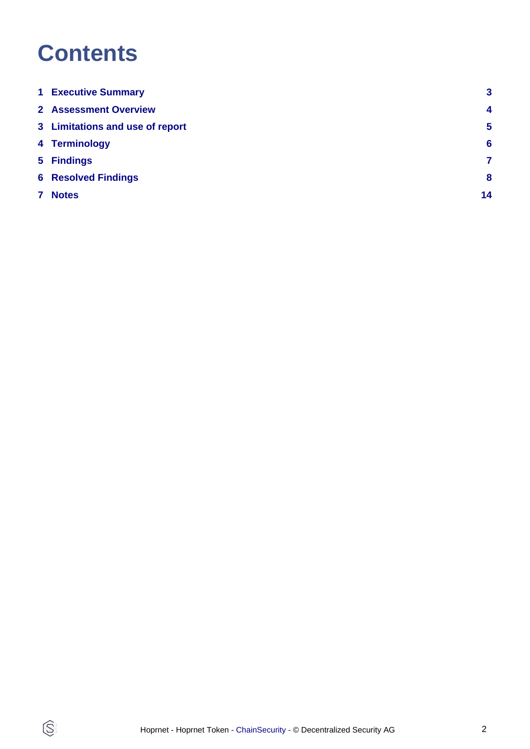# Contents

| | | |
|---|---|---|
| 1 | Executive Summary | 3 |
| 2 | Assessment Overview | 4 |
| 3 | Limitations and use of report | 5 |
| 4 | Terminology | 6 |
| 5 | Findings | 7 |
| 6 | Resolved Findings | 8 |
| 7 | Notes | 14 |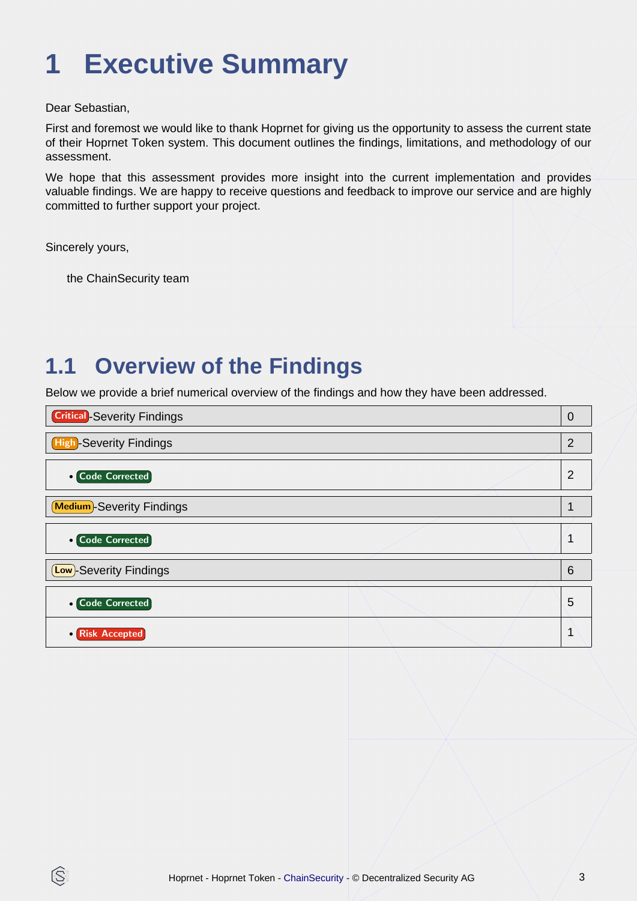# 1 Executive Summary

Dear Sebastian,

First and foremost we would like to thank Hoprnet for giving us the opportunity to assess the current state of their Hoprnet Token system. This document outlines the findings, limitations, and methodology of our assessment.

We hope that this assessment provides more insight into the current implementation and provides valuable findings. We are happy to receive questions and feedback to improve our service and are highly committed to further support your project.

Sincerely yours,

the ChainSecurity team

## 1.1 Overview of the Findings

Below we provide a brief numerical overview of the findings and how they have been addressed.

| Severity | Count |
|---|---|
| Critical-Severity Findings | 0 |
| High-Severity Findings | 2 |
| • Code Corrected | 2 |
| Medium-Severity Findings | 1 |
| • Code Corrected | 1 |
| Low-Severity Findings | 6 |
| • Code Corrected | 5 |
| • Risk Accepted | 1 |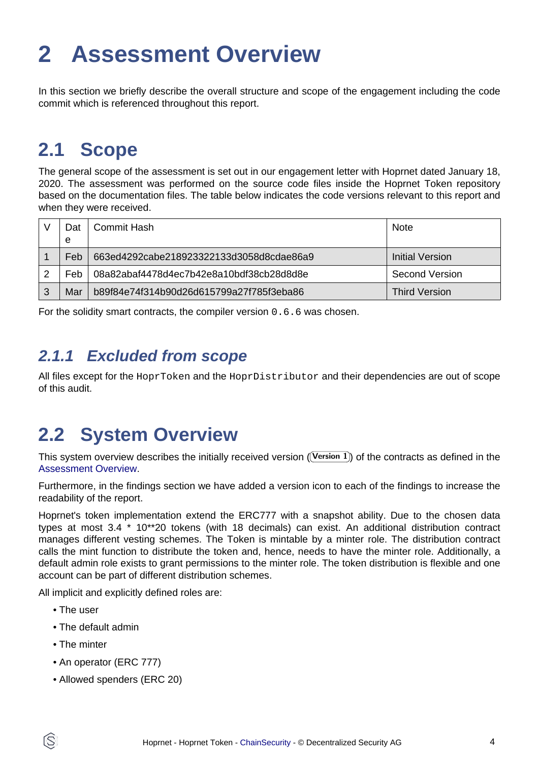# 2 Assessment Overview

In this section we briefly describe the overall structure and scope of the engagement including the code commit which is referenced throughout this report.

## 2.1 Scope

The general scope of the assessment is set out in our engagement letter with Hoprnet dated January 18, 2020. The assessment was performed on the source code files inside the Hoprnet Token repository based on the documentation files. The table below indicates the code versions relevant to this report and when they were received.

| V | Date | Commit Hash | Note |
|---|---|---|---|
| 1 | Feb | 663ed4292cabe218923322133d3058d8cdae86a9 | Initial Version |
| 2 | Feb | 08a82abaf4478d4ec7b42e8a10bdf38cb28d8d8e | Second Version |
| 3 | Mar | b89f84e74f314b90d26d615799a27f785f3eba86 | Third Version |

For the solidity smart contracts, the compiler version `0.6.6` was chosen.

### 2.1.1 Excluded from scope

All files except for the `HoprToken` and the `HoprDistributor` and their dependencies are out of scope of this audit.

## 2.2 System Overview

This system overview describes the initially received version (Version 1) of the contracts as defined in the Assessment Overview.

Furthermore, in the findings section we have added a version icon to each of the findings to increase the readability of the report.

Hoprnet's token implementation extend the ERC777 with a snapshot ability. Due to the chosen data types at most 3.4 * 10**20 tokens (with 18 decimals) can exist. An additional distribution contract manages different vesting schemes. The Token is mintable by a minter role. The distribution contract calls the mint function to distribute the token and, hence, needs to have the minter role. Additionally, a default admin role exists to grant permissions to the minter role. The token distribution is flexible and one account can be part of different distribution schemes.

All implicit and explicitly defined roles are:

- The user
- The default admin
- The minter
- An operator (ERC 777)
- Allowed spenders (ERC 20)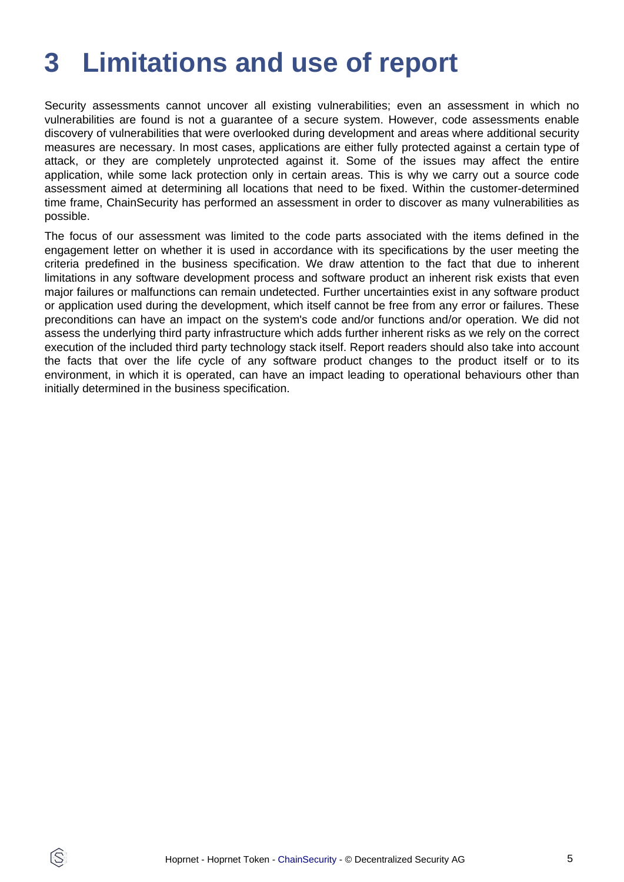# 3 Limitations and use of report

Security assessments cannot uncover all existing vulnerabilities; even an assessment in which no vulnerabilities are found is not a guarantee of a secure system. However, code assessments enable discovery of vulnerabilities that were overlooked during development and areas where additional security measures are necessary. In most cases, applications are either fully protected against a certain type of attack, or they are completely unprotected against it. Some of the issues may affect the entire application, while some lack protection only in certain areas. This is why we carry out a source code assessment aimed at determining all locations that need to be fixed. Within the customer-determined time frame, ChainSecurity has performed an assessment in order to discover as many vulnerabilities as possible.

The focus of our assessment was limited to the code parts associated with the items defined in the engagement letter on whether it is used in accordance with its specifications by the user meeting the criteria predefined in the business specification. We draw attention to the fact that due to inherent limitations in any software development process and software product an inherent risk exists that even major failures or malfunctions can remain undetected. Further uncertainties exist in any software product or application used during the development, which itself cannot be free from any error or failures. These preconditions can have an impact on the system's code and/or functions and/or operation. We did not assess the underlying third party infrastructure which adds further inherent risks as we rely on the correct execution of the included third party technology stack itself. Report readers should also take into account the facts that over the life cycle of any software product changes to the product itself or to its environment, in which it is operated, can have an impact leading to operational behaviours other than initially determined in the business specification.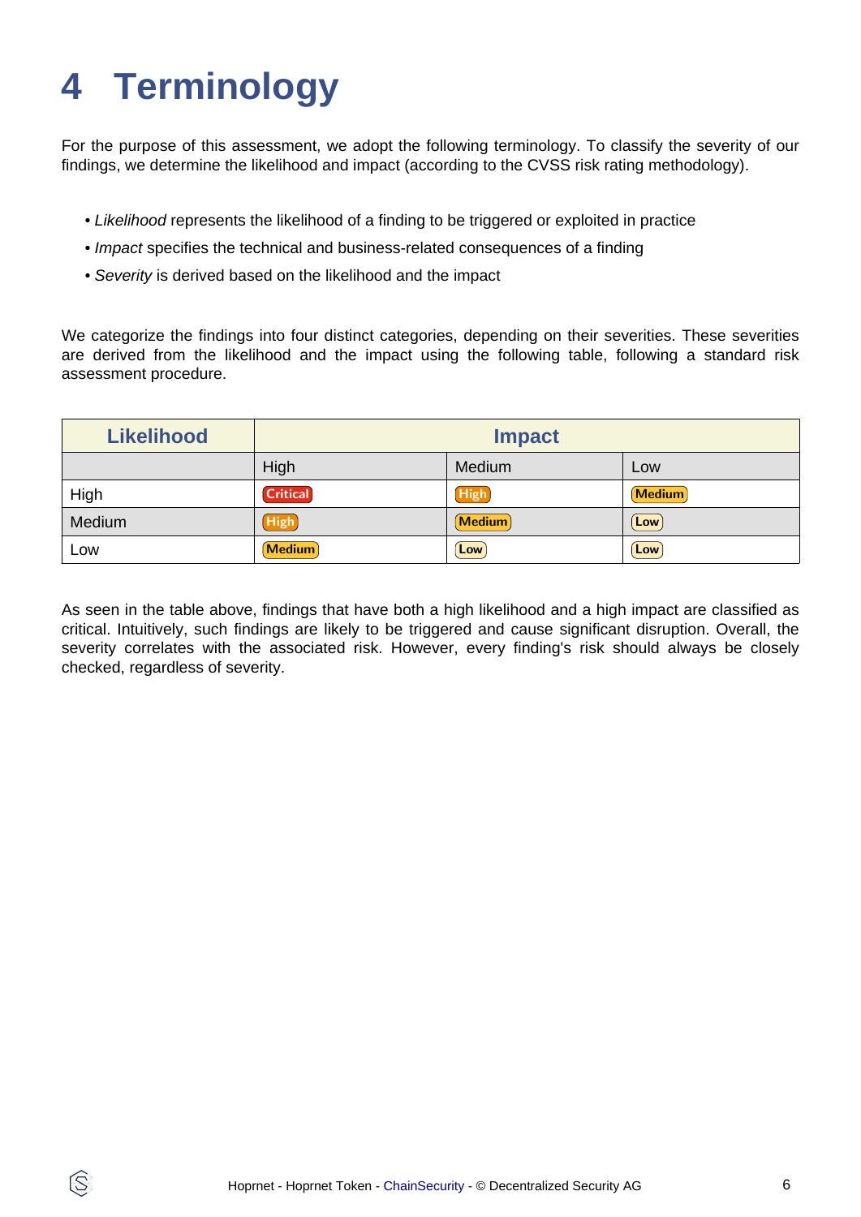# 4 Terminology

For the purpose of this assessment, we adopt the following terminology. To classify the severity of our findings, we determine the likelihood and impact (according to the CVSS risk rating methodology).

- *Likelihood* represents the likelihood of a finding to be triggered or exploited in practice
- *Impact* specifies the technical and business-related consequences of a finding
- *Severity* is derived based on the likelihood and the impact

We categorize the findings into four distinct categories, depending on their severities. These severities are derived from the likelihood and the impact using the following table, following a standard risk assessment procedure.

| Likelihood | Impact | | |
|---|---|---|---|
| | High | Medium | Low |
| High | Critical | High | Medium |
| Medium | High | Medium | Low |
| Low | Medium | Low | Low |

As seen in the table above, findings that have both a high likelihood and a high impact are classified as critical. Intuitively, such findings are likely to be triggered and cause significant disruption. Overall, the severity correlates with the associated risk. However, every finding's risk should always be closely checked, regardless of severity.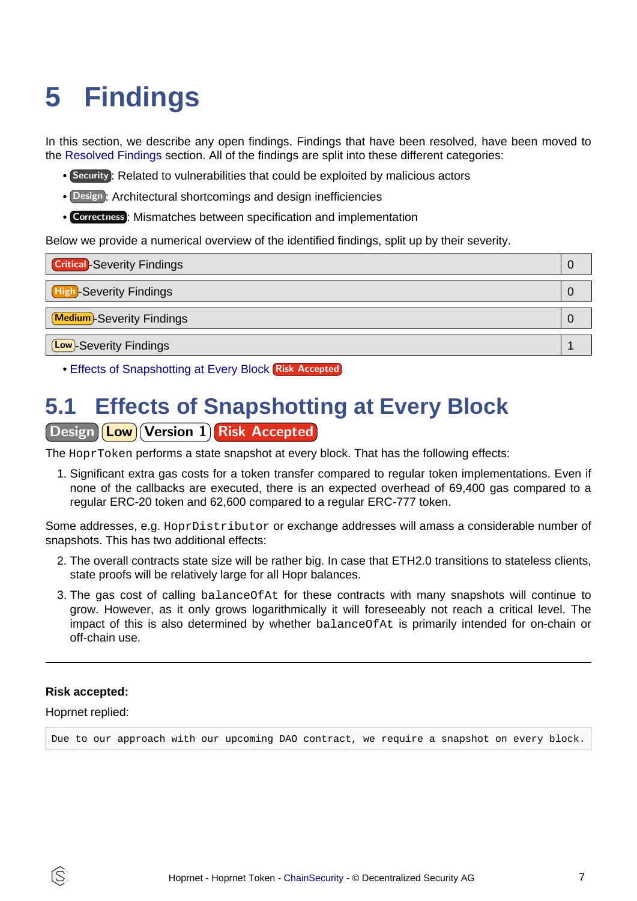# 5 Findings

In this section, we describe any open findings. Findings that have been resolved, have been moved to the Resolved Findings section. All of the findings are split into these different categories:

- Security: Related to vulnerabilities that could be exploited by malicious actors
- Design: Architectural shortcomings and design inefficiencies
- Correctness: Mismatches between specification and implementation

Below we provide a numerical overview of the identified findings, split up by their severity.

| Severity | Count |
|---|---|
| Critical-Severity Findings | 0 |
| High-Severity Findings | 0 |
| Medium-Severity Findings | 0 |
| Low-Severity Findings | 1 |

- Effects of Snapshotting at Every Block Risk Accepted

## 5.1 Effects of Snapshotting at Every Block

Design Low Version 1 Risk Accepted

The `HoprToken` performs a state snapshot at every block. That has the following effects:

1. Significant extra gas costs for a token transfer compared to regular token implementations. Even if none of the callbacks are executed, there is an expected overhead of 69,400 gas compared to a regular ERC-20 token and 62,600 compared to a regular ERC-777 token.

Some addresses, e.g. `HoprDistributor` or exchange addresses will amass a considerable number of snapshots. This has two additional effects:

2. The overall contracts state size will be rather big. In case that ETH2.0 transitions to stateless clients, state proofs will be relatively large for all Hopr balances.
3. The gas cost of calling `balanceOfAt` for these contracts with many snapshots will continue to grow. However, as it only grows logarithmically it will foreseeably not reach a critical level. The impact of this is also determined by whether `balanceOfAt` is primarily intended for on-chain or off-chain use.

---

**Risk accepted:**

Hoprnet replied:

```
Due to our approach with our upcoming DAO contract, we require a snapshot on every block.
```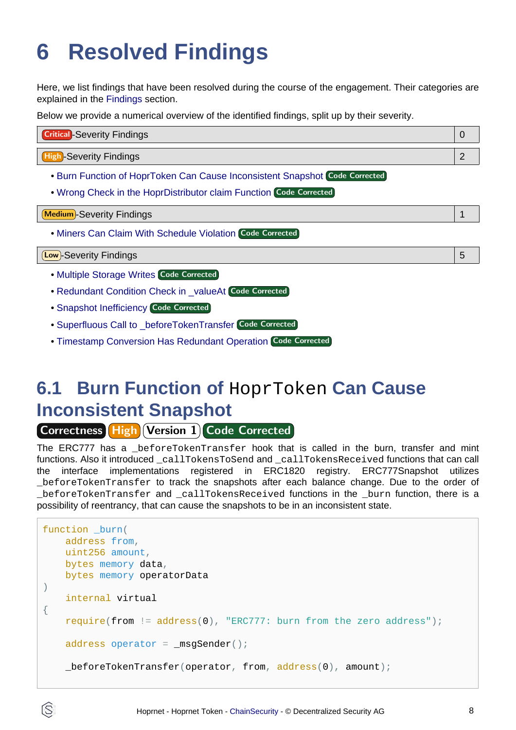# 6 Resolved Findings

Here, we list findings that have been resolved during the course of the engagement. Their categories are explained in the Findings section.

Below we provide a numerical overview of the identified findings, split up by their severity.

| Critical-Severity Findings | 0 |
|---|---|

| High-Severity Findings | 2 |
|---|---|

- Burn Function of HoprToken Can Cause Inconsistent Snapshot Code Corrected
- Wrong Check in the HoprDistributor claim Function Code Corrected

| Medium-Severity Findings | 1 |
|---|---|

- Miners Can Claim With Schedule Violation Code Corrected

| Low-Severity Findings | 5 |
|---|---|

- Multiple Storage Writes Code Corrected
- Redundant Condition Check in _valueAt Code Corrected
- Snapshot Inefficiency Code Corrected
- Superfluous Call to _beforeTokenTransfer Code Corrected
- Timestamp Conversion Has Redundant Operation Code Corrected

## 6.1 Burn Function of `HoprToken` Can Cause Inconsistent Snapshot

Correctness High Version 1 Code Corrected

The ERC777 has a `_beforeTokenTransfer` hook that is called in the burn, transfer and mint functions. Also it introduced `_callTokensToSend` and `_callTokensReceived` functions that can call the interface implementations registered in ERC1820 registry. ERC777Snapshot utilizes `_beforeTokenTransfer` to track the snapshots after each balance change. Due to the order of `_beforeTokenTransfer` and `_callTokensReceived` functions in the `_burn` function, there is a possibility of reentrancy, that can cause the snapshots to be in an inconsistent state.

```
function _burn(
    address from,
    uint256 amount,
    bytes memory data,
    bytes memory operatorData
)
    internal virtual
{
    require(from != address(0), "ERC777: burn from the zero address");

    address operator = _msgSender();

    _beforeTokenTransfer(operator, from, address(0), amount);
```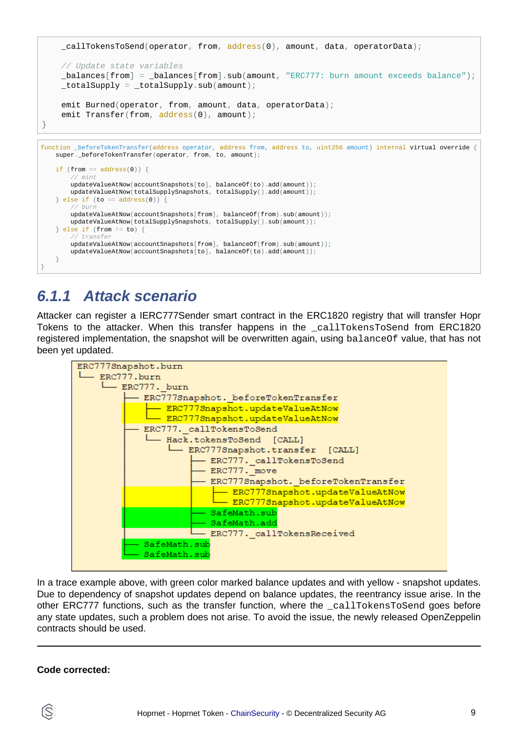```
    _callTokensToSend(operator, from, address(0), amount, data, operatorData);

    // Update state variables
    _balances[from] = _balances[from].sub(amount, "ERC777: burn amount exceeds balance");
    _totalSupply = _totalSupply.sub(amount);

    emit Burned(operator, from, amount, data, operatorData);
    emit Transfer(from, address(0), amount);
}
```

```
function _beforeTokenTransfer(address operator, address from, address to, uint256 amount) internal virtual override {
    super._beforeTokenTransfer(operator, from, to, amount);

    if (from == address(0)) {
        // mint
        updateValueAtNow(accountSnapshots[to], balanceOf(to).add(amount));
        updateValueAtNow(totalSupplySnapshots, totalSupply().add(amount));
    } else if (to == address(0)) {
        // burn
        updateValueAtNow(accountSnapshots[from], balanceOf(from).sub(amount));
        updateValueAtNow(totalSupplySnapshots, totalSupply().sub(amount));
    } else if (from != to) {
        // transfer
        updateValueAtNow(accountSnapshots[from], balanceOf(from).sub(amount));
        updateValueAtNow(accountSnapshots[to], balanceOf(to).add(amount));
    }
}
```

### 6.1.1 Attack scenario

Attacker can register a IERC777Sender smart contract in the ERC1820 registry that will transfer Hopr Tokens to the attacker. When this transfer happens in the `_callTokensToSend` from ERC1820 registered implementation, the snapshot will be overwritten again, using `balanceOf` value, that has not been yet updated.

```
ERC777Snapshot.burn
└── ERC777.burn
    └── ERC777._burn
        ├── ERC777Snapshot._beforeTokenTransfer
        │   ├── ERC777Snapshot.updateValueAtNow
        │   └── ERC777Snapshot.updateValueAtNow
        ├── ERC777._callTokensToSend
        │   └── Hack.tokensToSend  [CALL]
        │       └── ERC777Snapshot.transfer  [CALL]
        │           ├── ERC777._callTokensToSend
        │           ├── ERC777._move
        │           ├── ERC777Snapshot._beforeTokenTransfer
        │           │   ├── ERC777Snapshot.updateValueAtNow
        │           │   └── ERC777Snapshot.updateValueAtNow
        │           ├── SafeMath.sub
        │           ├── SafeMath.add
        │           └── ERC777._callTokensReceived
        ├── SafeMath.sub
        └── SafeMath.sub
```

In a trace example above, with green color marked balance updates and with yellow - snapshot updates. Due to dependency of snapshot updates depend on balance updates, the reentrancy issue arise. In the other ERC777 functions, such as the transfer function, where the `_callTokensToSend` goes before any state updates, such a problem does not arise. To avoid the issue, the newly released OpenZeppelin contracts should be used.

---

**Code corrected:**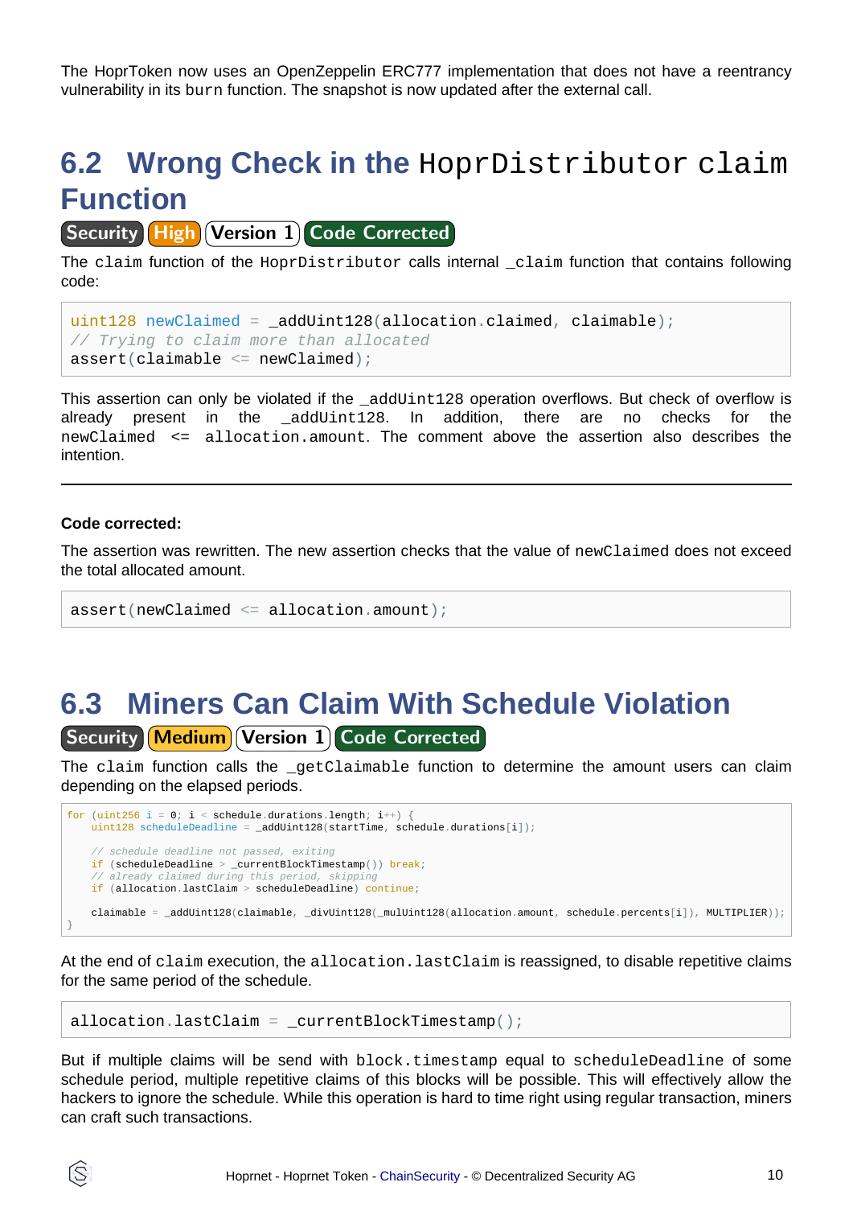The HoprToken now uses an OpenZeppelin ERC777 implementation that does not have a reentrancy vulnerability in its burn function. The snapshot is now updated after the external call.

## 6.2 Wrong Check in the HoprDistributor claim Function

Security | High | Version 1 | Code Corrected

The claim function of the HoprDistributor calls internal _claim function that contains following code:

```
uint128 newClaimed = _addUint128(allocation.claimed, claimable);
// Trying to claim more than allocated
assert(claimable <= newClaimed);
```

This assertion can only be violated if the _addUint128 operation overflows. But check of overflow is already present in the _addUint128. In addition, there are no checks for the newClaimed <= allocation.amount. The comment above the assertion also describes the intention.

---

**Code corrected:**

The assertion was rewritten. The new assertion checks that the value of newClaimed does not exceed the total allocated amount.

```
assert(newClaimed <= allocation.amount);
```

## 6.3 Miners Can Claim With Schedule Violation

Security | Medium | Version 1 | Code Corrected

The claim function calls the _getClaimable function to determine the amount users can claim depending on the elapsed periods.

```
for (uint256 i = 0; i < schedule.durations.length; i++) {
    uint128 scheduleDeadline = _addUint128(startTime, schedule.durations[i]);

    // schedule deadline not passed, exiting
    if (scheduleDeadline > _currentBlockTimestamp()) break;
    // already claimed during this period, skipping
    if (allocation.lastClaim > scheduleDeadline) continue;

    claimable = _addUint128(claimable, _divUint128(_mulUint128(allocation.amount, schedule.percents[i]), MULTIPLIER));
}
```

At the end of claim execution, the allocation.lastClaim is reassigned, to disable repetitive claims for the same period of the schedule.

```
allocation.lastClaim = _currentBlockTimestamp();
```

But if multiple claims will be send with block.timestamp equal to scheduleDeadline of some schedule period, multiple repetitive claims of this blocks will be possible. This will effectively allow the hackers to ignore the schedule. While this operation is hard to time right using regular transaction, miners can craft such transactions.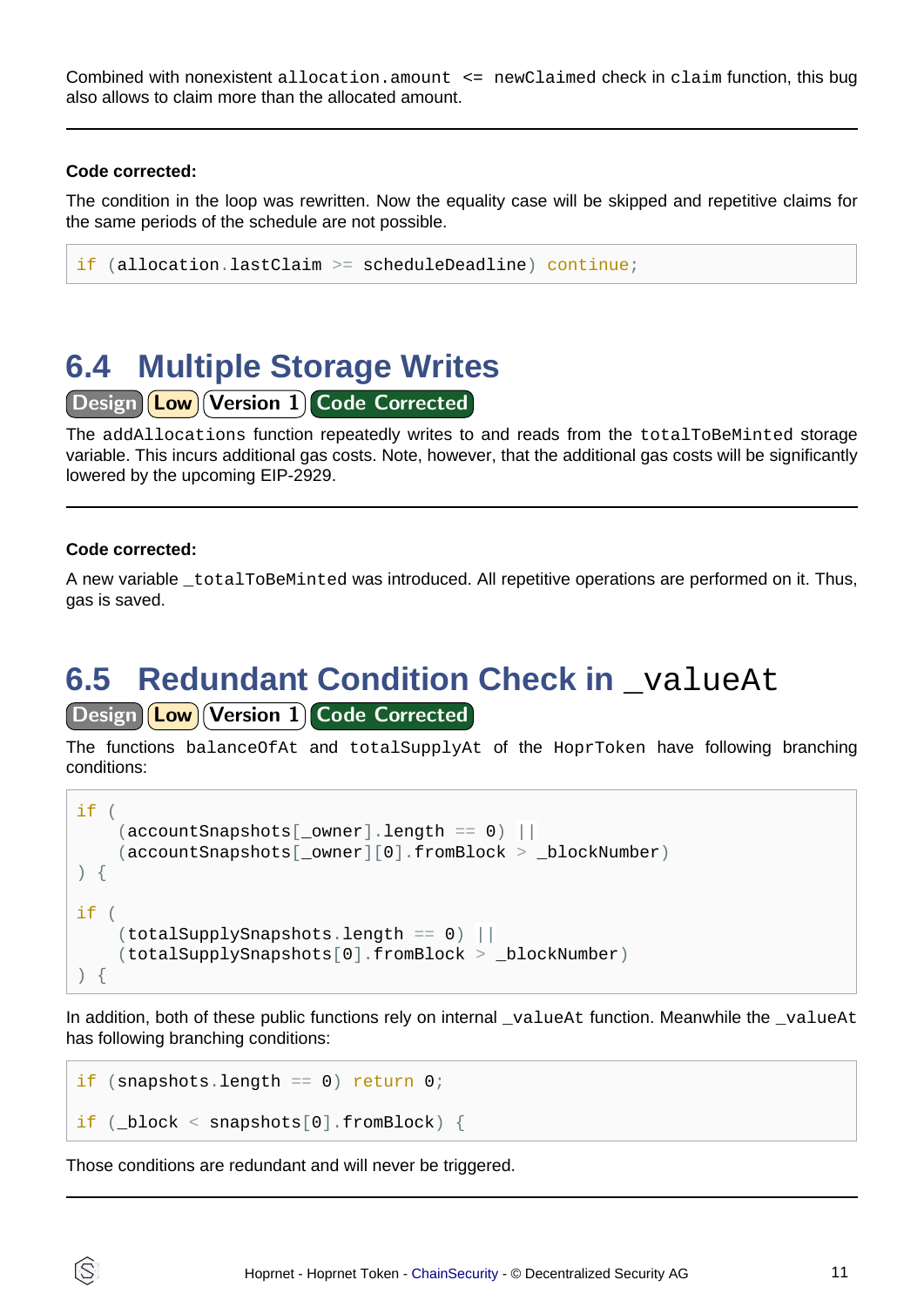Combined with nonexistent `allocation.amount <= newClaimed` check in `claim` function, this bug also allows to claim more than the allocated amount.

---

**Code corrected:**

The condition in the loop was rewritten. Now the equality case will be skipped and repetitive claims for the same periods of the schedule are not possible.

```
if (allocation.lastClaim >= scheduleDeadline) continue;
```

## 6.4 Multiple Storage Writes

Design | Low | Version 1 | Code Corrected

The `addAllocations` function repeatedly writes to and reads from the `totalToBeMinted` storage variable. This incurs additional gas costs. Note, however, that the additional gas costs will be significantly lowered by the upcoming EIP-2929.

---

**Code corrected:**

A new variable `_totalToBeMinted` was introduced. All repetitive operations are performed on it. Thus, gas is saved.

## 6.5 Redundant Condition Check in `_valueAt`

Design | Low | Version 1 | Code Corrected

The functions `balanceOfAt` and `totalSupplyAt` of the `HoprToken` have following branching conditions:

```
if (
    (accountSnapshots[_owner].length == 0) ||
    (accountSnapshots[_owner][0].fromBlock > _blockNumber)
) {

if (
    (totalSupplySnapshots.length == 0) ||
    (totalSupplySnapshots[0].fromBlock > _blockNumber)
) {
```

In addition, both of these public functions rely on internal `_valueAt` function. Meanwhile the `_valueAt` has following branching conditions:

```
if (snapshots.length == 0) return 0;

if (_block < snapshots[0].fromBlock) {
```

Those conditions are redundant and will never be triggered.

---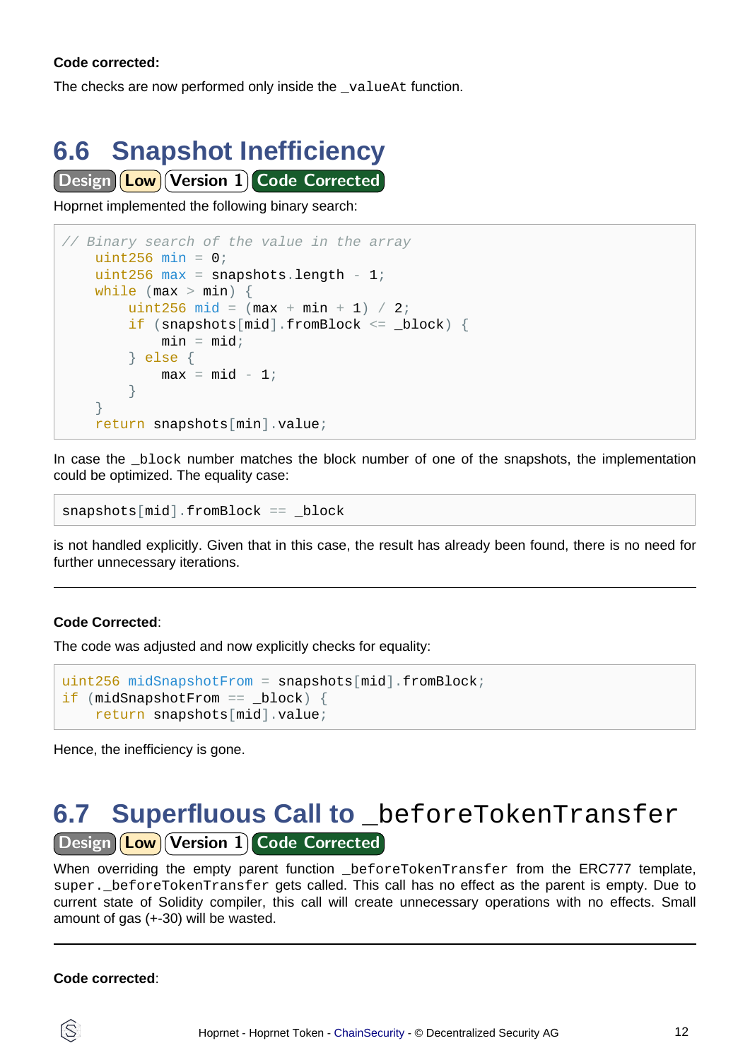**Code corrected:**

The checks are now performed only inside the `_valueAt` function.

## 6.6 Snapshot Inefficiency

Design | Low | Version 1 | Code Corrected

Hoprnet implemented the following binary search:

```
// Binary search of the value in the array
    uint256 min = 0;
    uint256 max = snapshots.length - 1;
    while (max > min) {
        uint256 mid = (max + min + 1) / 2;
        if (snapshots[mid].fromBlock <= _block) {
            min = mid;
        } else {
            max = mid - 1;
        }
    }
    return snapshots[min].value;
```

In case the `_block` number matches the block number of one of the snapshots, the implementation could be optimized. The equality case:

```
snapshots[mid].fromBlock == _block
```

is not handled explicitly. Given that in this case, the result has already been found, there is no need for further unnecessary iterations.

---

**Code Corrected**:

The code was adjusted and now explicitly checks for equality:

```
uint256 midSnapshotFrom = snapshots[mid].fromBlock;
if (midSnapshotFrom == _block) {
    return snapshots[mid].value;
```

Hence, the inefficiency is gone.

## 6.7 Superfluous Call to `_beforeTokenTransfer`

Design | Low | Version 1 | Code Corrected

When overriding the empty parent function `_beforeTokenTransfer` from the ERC777 template, `super._beforeTokenTransfer` gets called. This call has no effect as the parent is empty. Due to current state of Solidity compiler, this call will create unnecessary operations with no effects. Small amount of gas (+-30) will be wasted.

---

**Code corrected**: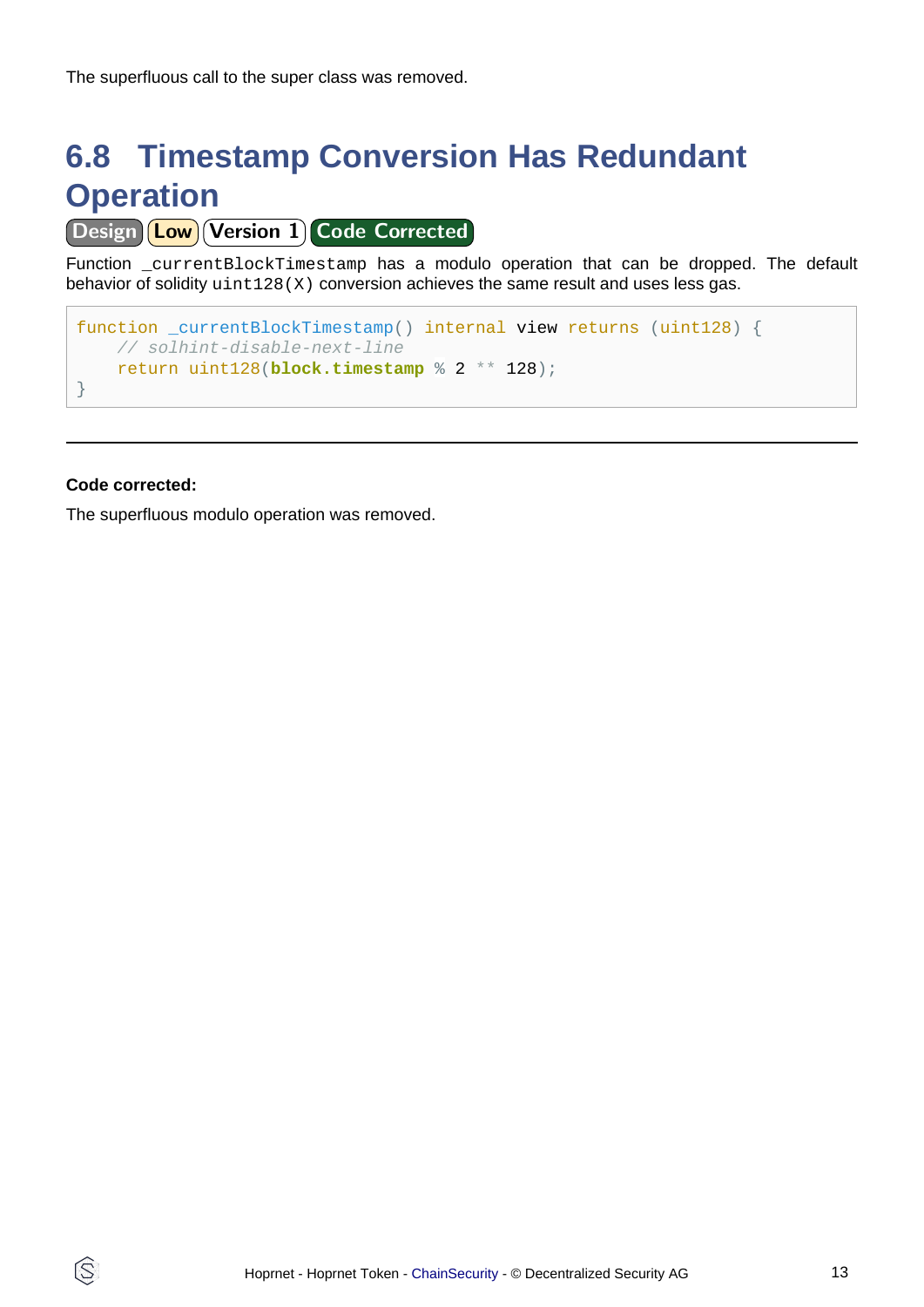The superfluous call to the super class was removed.

## 6.8 Timestamp Conversion Has Redundant Operation

Design | Low | Version 1 | Code Corrected

Function `_currentBlockTimestamp` has a modulo operation that can be dropped. The default behavior of solidity `uint128(X)` conversion achieves the same result and uses less gas.

```
function _currentBlockTimestamp() internal view returns (uint128) {
    // solhint-disable-next-line
    return uint128(block.timestamp % 2 ** 128);
}
```

---

**Code corrected:**

The superfluous modulo operation was removed.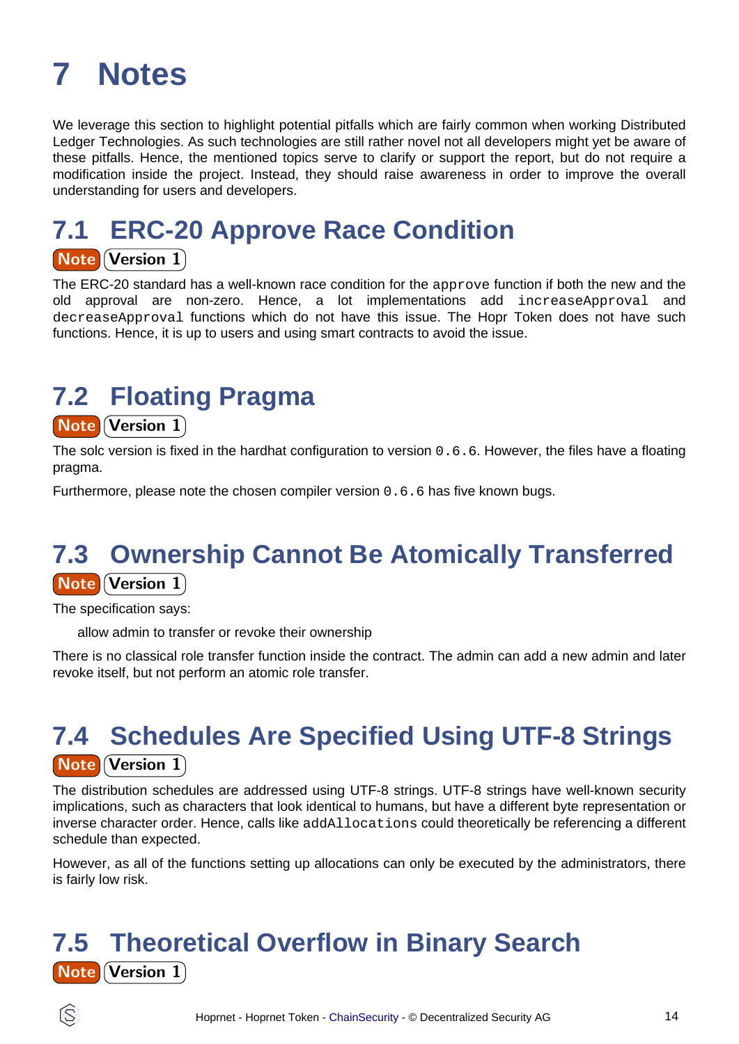# 7 Notes

We leverage this section to highlight potential pitfalls which are fairly common when working Distributed Ledger Technologies. As such technologies are still rather novel not all developers might yet be aware of these pitfalls. Hence, the mentioned topics serve to clarify or support the report, but do not require a modification inside the project. Instead, they should raise awareness in order to improve the overall understanding for users and developers.

## 7.1 ERC-20 Approve Race Condition

**Note** **Version 1**

The ERC-20 standard has a well-known race condition for the `approve` function if both the new and the old approval are non-zero. Hence, a lot implementations add `increaseApproval` and `decreaseApproval` functions which do not have this issue. The Hopr Token does not have such functions. Hence, it is up to users and using smart contracts to avoid the issue.

## 7.2 Floating Pragma

**Note** **Version 1**

The solc version is fixed in the hardhat configuration to version `0.6.6`. However, the files have a floating pragma.

Furthermore, please note the chosen compiler version `0.6.6` has five known bugs.

## 7.3 Ownership Cannot Be Atomically Transferred

**Note** **Version 1**

The specification says:

> allow admin to transfer or revoke their ownership

There is no classical role transfer function inside the contract. The admin can add a new admin and later revoke itself, but not perform an atomic role transfer.

## 7.4 Schedules Are Specified Using UTF-8 Strings

**Note** **Version 1**

The distribution schedules are addressed using UTF-8 strings. UTF-8 strings have well-known security implications, such as characters that look identical to humans, but have a different byte representation or inverse character order. Hence, calls like `addAllocations` could theoretically be referencing a different schedule than expected.

However, as all of the functions setting up allocations can only be executed by the administrators, there is fairly low risk.

## 7.5 Theoretical Overflow in Binary Search

**Note** **Version 1**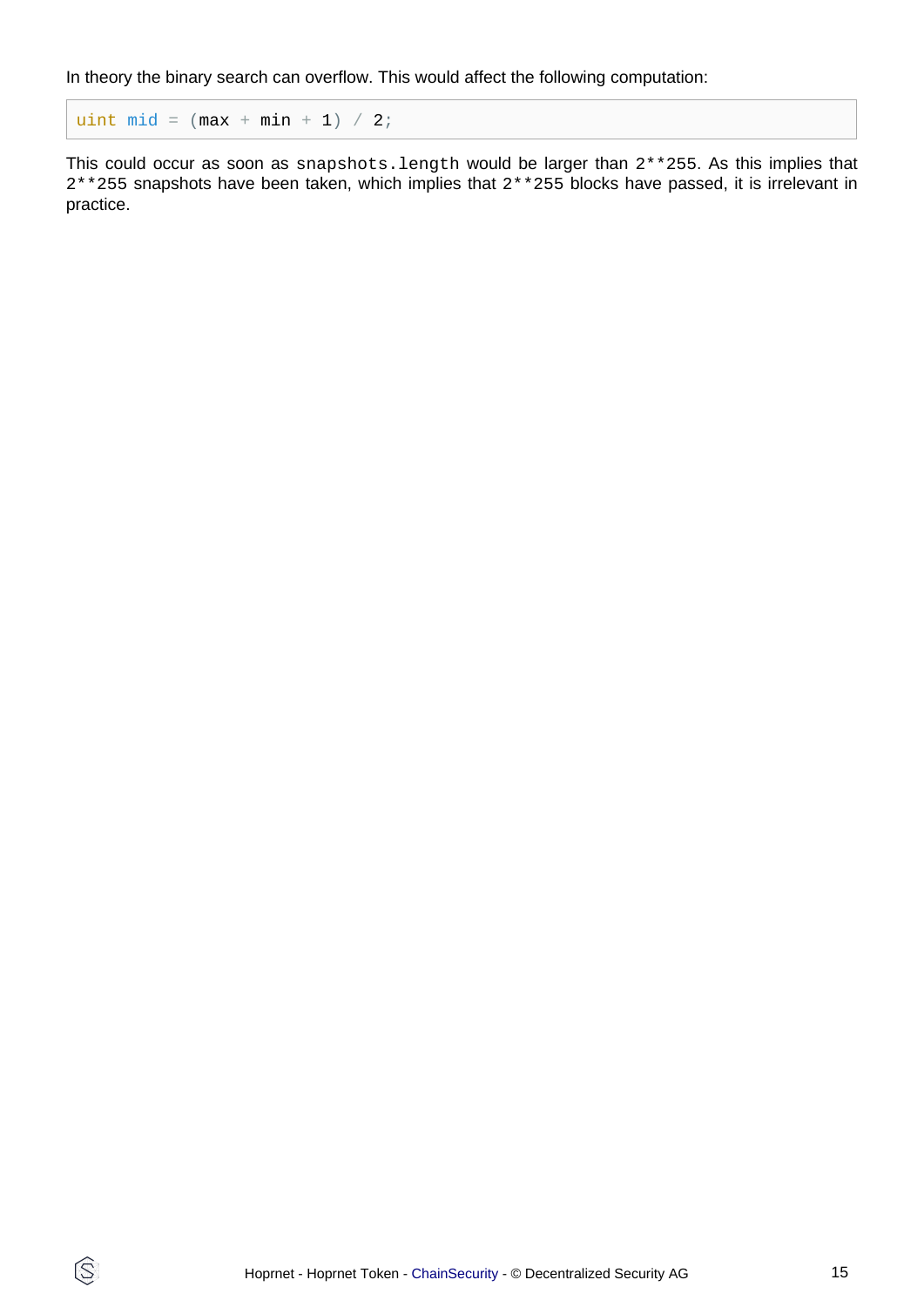In theory the binary search can overflow. This would affect the following computation:

```
uint mid = (max + min + 1) / 2;
```

This could occur as soon as `snapshots.length` would be larger than `2**255`. As this implies that `2**255` snapshots have been taken, which implies that `2**255` blocks have passed, it is irrelevant in practice.